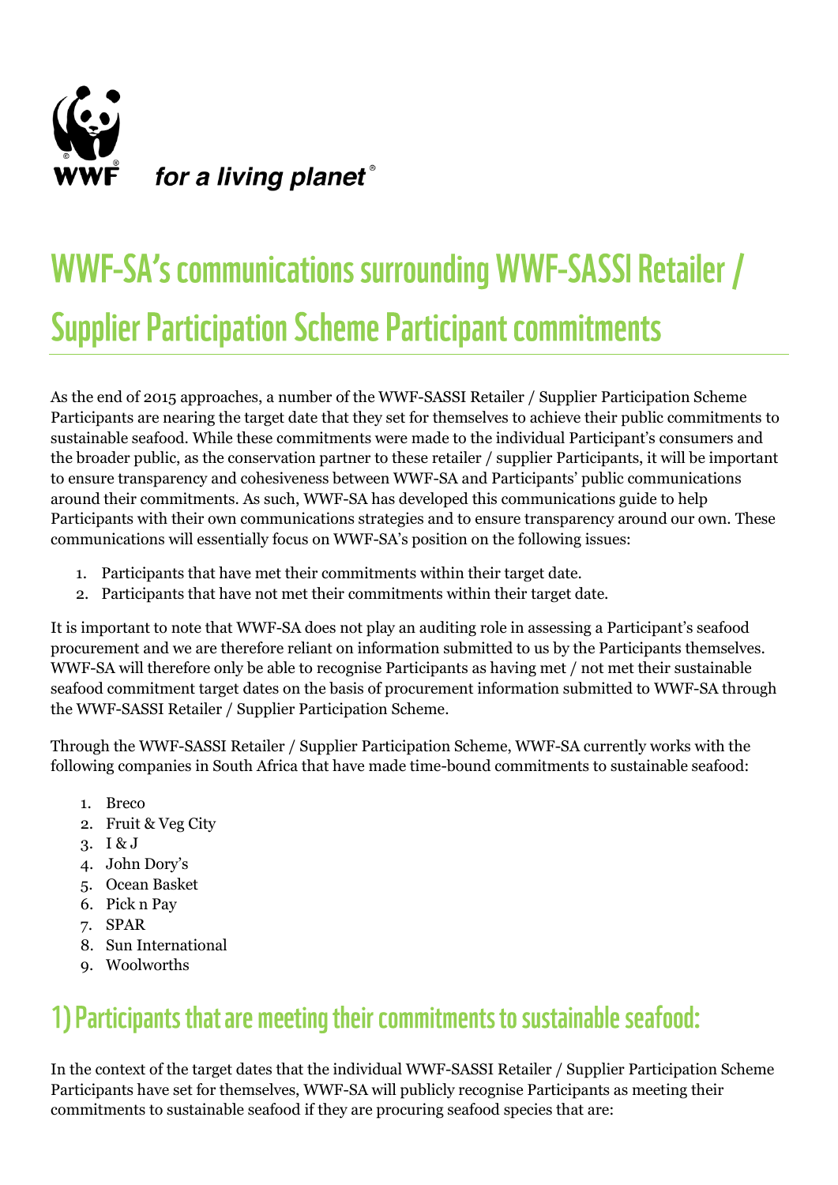WWF

*for a living planet*®

# WWF-SA's communications surrounding WWF-SASSI Retailer / Supplier Participation Scheme Participant commitments

As the end of 2015 approaches, a number of the WWF-SASSI Retailer / Supplier Participation Scheme Participants are nearing the target date that they set for themselves to achieve their public commitments to sustainable seafood. While these commitments were made to the individual Participant's consumers and the broader public, as the conservation partner to these retailer / supplier Participants, it will be important to ensure transparency and cohesiveness between WWF-SA and Participants' public communications around their commitments. As such, WWF-SA has developed this communications guide to help Participants with their own communications strategies and to ensure transparency around our own. These communications will essentially focus on WWF-SA's position on the following issues:

1. Participants that have met their commitments within their target date.
2. Participants that have not met their commitments within their target date.

It is important to note that WWF-SA does not play an auditing role in assessing a Participant's seafood procurement and we are therefore reliant on information submitted to us by the Participants themselves. WWF-SA will therefore only be able to recognise Participants as having met / not met their sustainable seafood commitment target dates on the basis of procurement information submitted to WWF-SA through the WWF-SASSI Retailer / Supplier Participation Scheme.

Through the WWF-SASSI Retailer / Supplier Participation Scheme, WWF-SA currently works with the following companies in South Africa that have made time-bound commitments to sustainable seafood:

1. Breco
2. Fruit & Veg City
3. I & J
4. John Dory's
5. Ocean Basket
6. Pick n Pay
7. SPAR
8. Sun International
9. Woolworths

## 1) Participants that are meeting their commitments to sustainable seafood:

In the context of the target dates that the individual WWF-SASSI Retailer / Supplier Participation Scheme Participants have set for themselves, WWF-SA will publicly recognise Participants as meeting their commitments to sustainable seafood if they are procuring seafood species that are: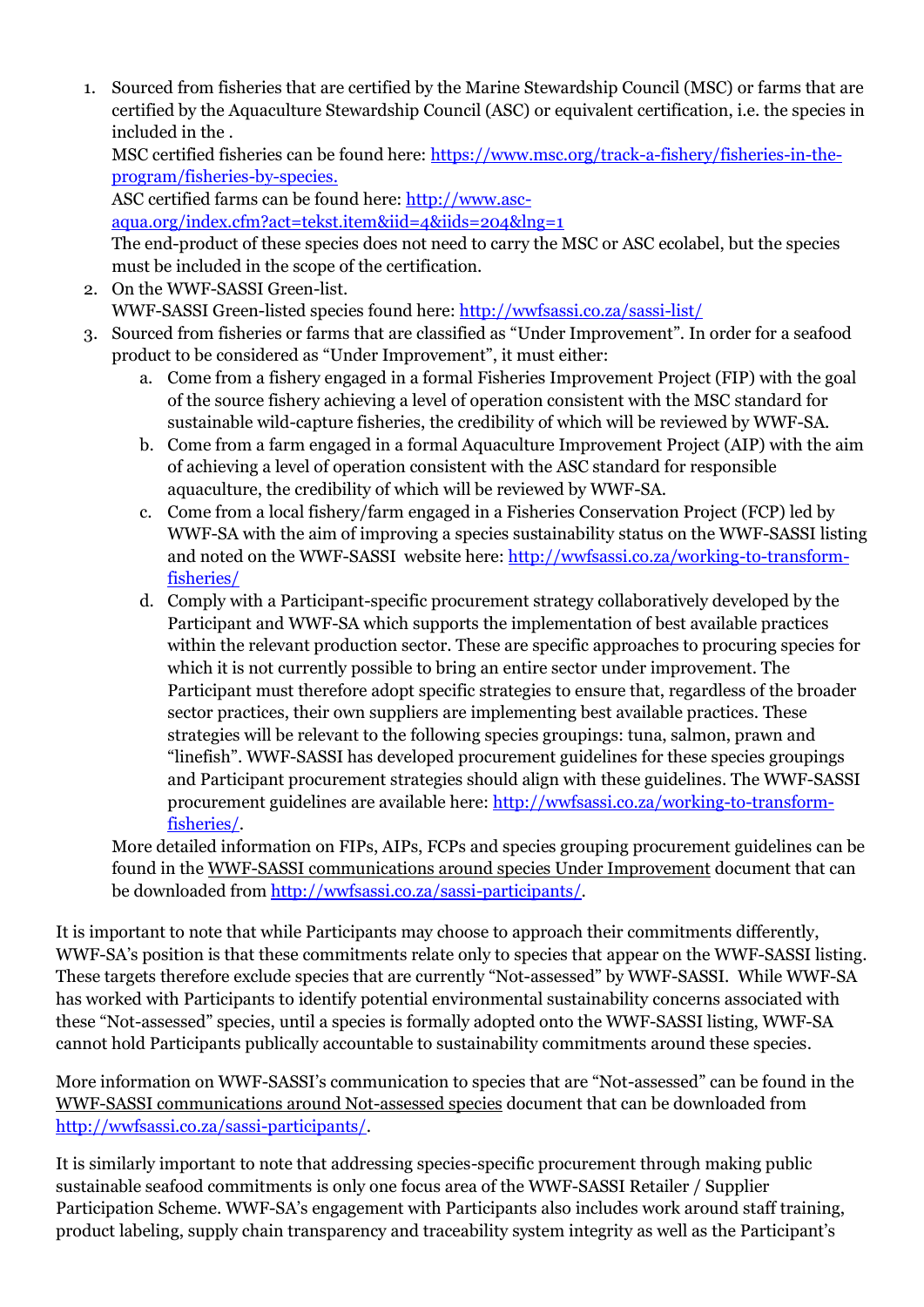1. Sourced from fisheries that are certified by the Marine Stewardship Council (MSC) or farms that are certified by the Aquaculture Stewardship Council (ASC) or equivalent certification, i.e. the species in included in the .
   MSC certified fisheries can be found here: [https://www.msc.org/track-a-fishery/fisheries-in-the-program/fisheries-by-species.](https://www.msc.org/track-a-fishery/fisheries-in-the-program/fisheries-by-species)
   ASC certified farms can be found here: [http://www.asc-aqua.org/index.cfm?act=tekst.item&iid=4&iids=204&lng=1](http://www.asc-aqua.org/index.cfm?act=tekst.item&iid=4&iids=204&lng=1)
   The end-product of these species does not need to carry the MSC or ASC ecolabel, but the species must be included in the scope of the certification.
2. On the WWF-SASSI Green-list.
   WWF-SASSI Green-listed species found here: [http://wwfsassi.co.za/sassi-list/](http://wwfsassi.co.za/sassi-list/)
3. Sourced from fisheries or farms that are classified as "Under Improvement". In order for a seafood product to be considered as "Under Improvement", it must either:
   a. Come from a fishery engaged in a formal Fisheries Improvement Project (FIP) with the goal of the source fishery achieving a level of operation consistent with the MSC standard for sustainable wild-capture fisheries, the credibility of which will be reviewed by WWF-SA.
   b. Come from a farm engaged in a formal Aquaculture Improvement Project (AIP) with the aim of achieving a level of operation consistent with the ASC standard for responsible aquaculture, the credibility of which will be reviewed by WWF-SA.
   c. Come from a local fishery/farm engaged in a Fisheries Conservation Project (FCP) led by WWF-SA with the aim of improving a species sustainability status on the WWF-SASSI listing and noted on the WWF-SASSI website here: [http://wwfsassi.co.za/working-to-transform-fisheries/](http://wwfsassi.co.za/working-to-transform-fisheries/)
   d. Comply with a Participant-specific procurement strategy collaboratively developed by the Participant and WWF-SA which supports the implementation of best available practices within the relevant production sector. These are specific approaches to procuring species for which it is not currently possible to bring an entire sector under improvement. The Participant must therefore adopt specific strategies to ensure that, regardless of the broader sector practices, their own suppliers are implementing best available practices. These strategies will be relevant to the following species groupings: tuna, salmon, prawn and "linefish". WWF-SASSI has developed procurement guidelines for these species groupings and Participant procurement strategies should align with these guidelines. The WWF-SASSI procurement guidelines are available here: [http://wwfsassi.co.za/working-to-transform-fisheries/](http://wwfsassi.co.za/working-to-transform-fisheries/).

   More detailed information on FIPs, AIPs, FCPs and species grouping procurement guidelines can be found in the WWF-SASSI communications around species Under Improvement document that can be downloaded from [http://wwfsassi.co.za/sassi-participants/](http://wwfsassi.co.za/sassi-participants/).

It is important to note that while Participants may choose to approach their commitments differently, WWF-SA's position is that these commitments relate only to species that appear on the WWF-SASSI listing. These targets therefore exclude species that are currently "Not-assessed" by WWF-SASSI. While WWF-SA has worked with Participants to identify potential environmental sustainability concerns associated with these "Not-assessed" species, until a species is formally adopted onto the WWF-SASSI listing, WWF-SA cannot hold Participants publically accountable to sustainability commitments around these species.

More information on WWF-SASSI's communication to species that are "Not-assessed" can be found in the WWF-SASSI communications around Not-assessed species document that can be downloaded from [http://wwfsassi.co.za/sassi-participants/](http://wwfsassi.co.za/sassi-participants/).

It is similarly important to note that addressing species-specific procurement through making public sustainable seafood commitments is only one focus area of the WWF-SASSI Retailer / Supplier Participation Scheme. WWF-SA's engagement with Participants also includes work around staff training, product labeling, supply chain transparency and traceability system integrity as well as the Participant's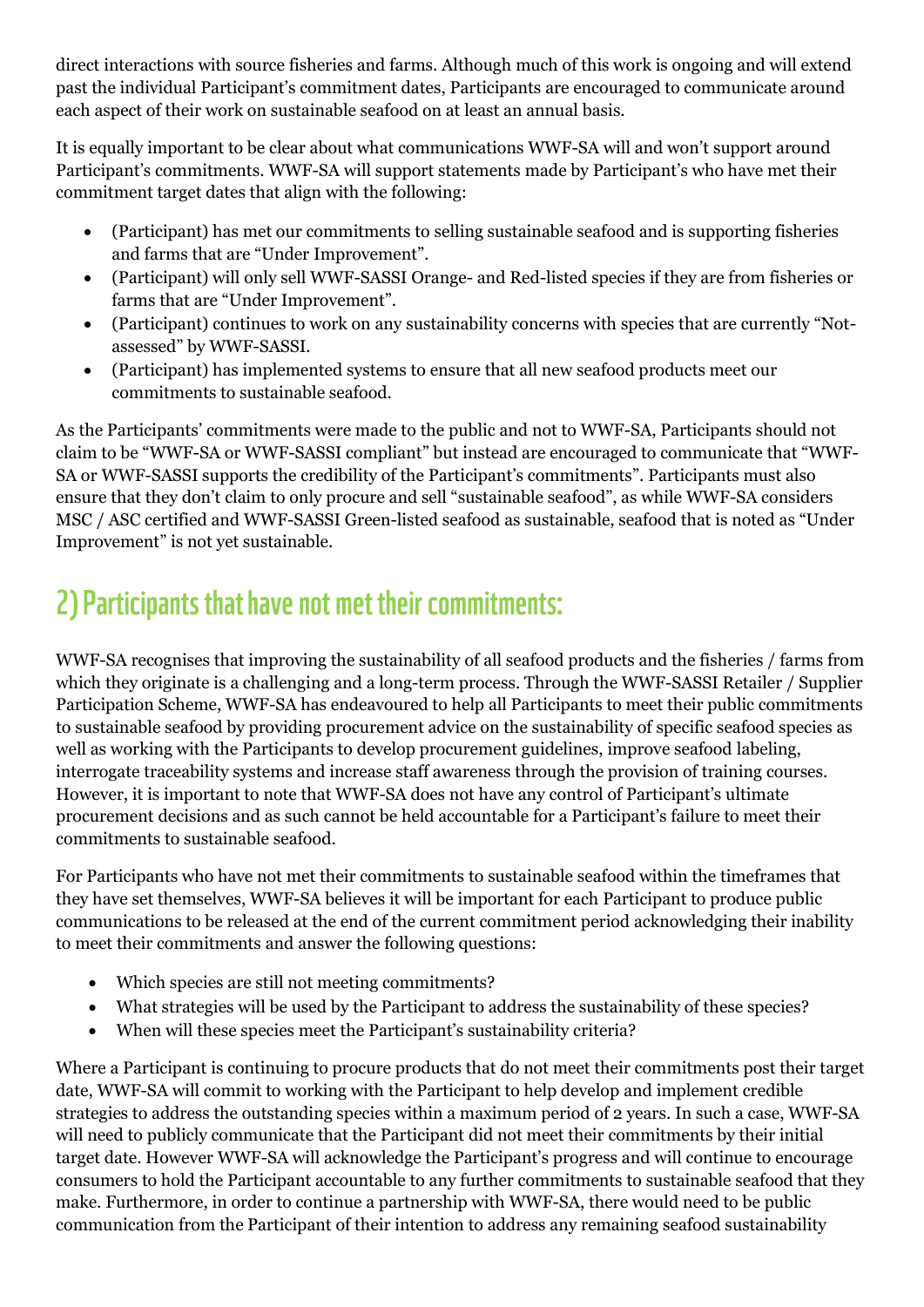direct interactions with source fisheries and farms. Although much of this work is ongoing and will extend past the individual Participant's commitment dates, Participants are encouraged to communicate around each aspect of their work on sustainable seafood on at least an annual basis.

It is equally important to be clear about what communications WWF-SA will and won't support around Participant's commitments. WWF-SA will support statements made by Participant's who have met their commitment target dates that align with the following:

- (Participant) has met our commitments to selling sustainable seafood and is supporting fisheries and farms that are "Under Improvement".
- (Participant) will only sell WWF-SASSI Orange- and Red-listed species if they are from fisheries or farms that are "Under Improvement".
- (Participant) continues to work on any sustainability concerns with species that are currently "Not-assessed" by WWF-SASSI.
- (Participant) has implemented systems to ensure that all new seafood products meet our commitments to sustainable seafood.

As the Participants' commitments were made to the public and not to WWF-SA, Participants should not claim to be "WWF-SA or WWF-SASSI compliant" but instead are encouraged to communicate that "WWF-SA or WWF-SASSI supports the credibility of the Participant's commitments". Participants must also ensure that they don't claim to only procure and sell "sustainable seafood", as while WWF-SA considers MSC / ASC certified and WWF-SASSI Green-listed seafood as sustainable, seafood that is noted as "Under Improvement" is not yet sustainable.

## 2) Participants that have not met their commitments:

WWF-SA recognises that improving the sustainability of all seafood products and the fisheries / farms from which they originate is a challenging and a long-term process. Through the WWF-SASSI Retailer / Supplier Participation Scheme, WWF-SA has endeavoured to help all Participants to meet their public commitments to sustainable seafood by providing procurement advice on the sustainability of specific seafood species as well as working with the Participants to develop procurement guidelines, improve seafood labeling, interrogate traceability systems and increase staff awareness through the provision of training courses. However, it is important to note that WWF-SA does not have any control of Participant's ultimate procurement decisions and as such cannot be held accountable for a Participant's failure to meet their commitments to sustainable seafood.

For Participants who have not met their commitments to sustainable seafood within the timeframes that they have set themselves, WWF-SA believes it will be important for each Participant to produce public communications to be released at the end of the current commitment period acknowledging their inability to meet their commitments and answer the following questions:

- Which species are still not meeting commitments?
- What strategies will be used by the Participant to address the sustainability of these species?
- When will these species meet the Participant's sustainability criteria?

Where a Participant is continuing to procure products that do not meet their commitments post their target date, WWF-SA will commit to working with the Participant to help develop and implement credible strategies to address the outstanding species within a maximum period of 2 years. In such a case, WWF-SA will need to publicly communicate that the Participant did not meet their commitments by their initial target date. However WWF-SA will acknowledge the Participant's progress and will continue to encourage consumers to hold the Participant accountable to any further commitments to sustainable seafood that they make. Furthermore, in order to continue a partnership with WWF-SA, there would need to be public communication from the Participant of their intention to address any remaining seafood sustainability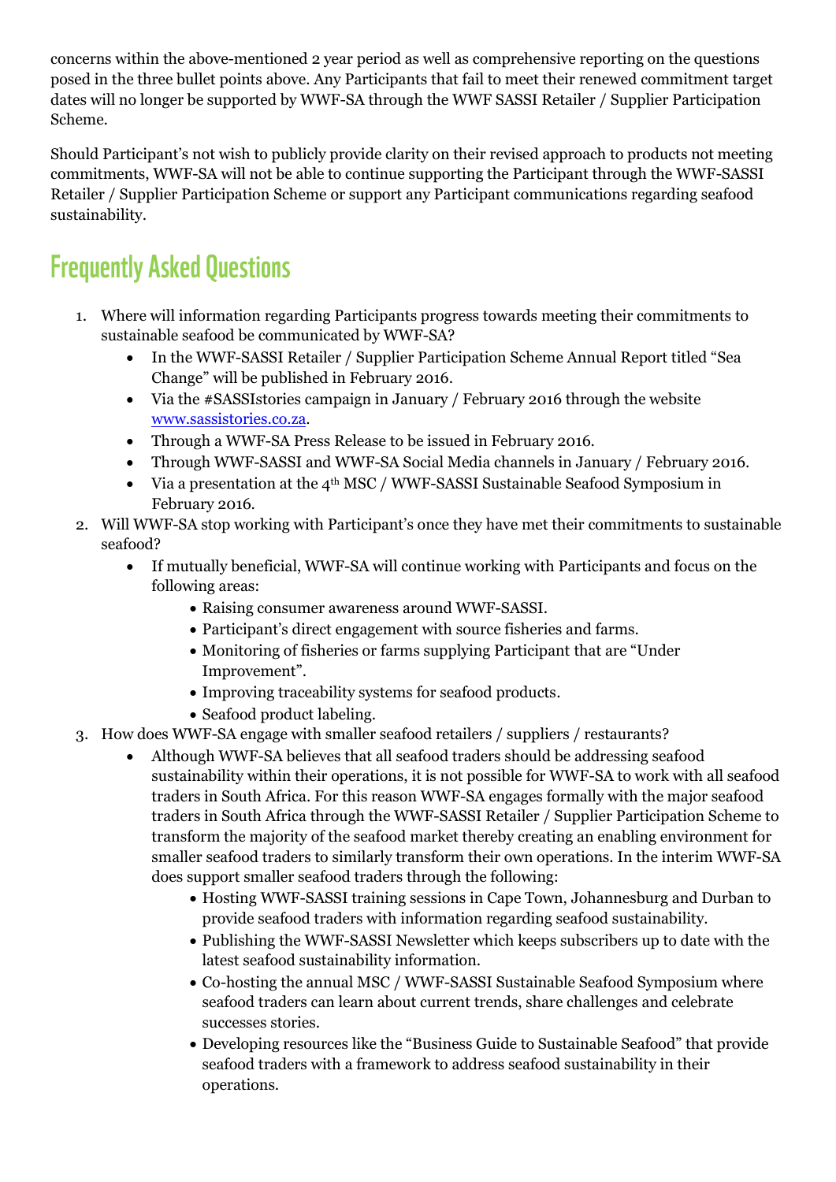concerns within the above-mentioned 2 year period as well as comprehensive reporting on the questions posed in the three bullet points above. Any Participants that fail to meet their renewed commitment target dates will no longer be supported by WWF-SA through the WWF SASSI Retailer / Supplier Participation Scheme.

Should Participant's not wish to publicly provide clarity on their revised approach to products not meeting commitments, WWF-SA will not be able to continue supporting the Participant through the WWF-SASSI Retailer / Supplier Participation Scheme or support any Participant communications regarding seafood sustainability.

## Frequently Asked Questions

1. Where will information regarding Participants progress towards meeting their commitments to sustainable seafood be communicated by WWF-SA?
    - In the WWF-SASSI Retailer / Supplier Participation Scheme Annual Report titled "Sea Change" will be published in February 2016.
    - Via the #SASSIstories campaign in January / February 2016 through the website www.sassistories.co.za.
    - Through a WWF-SA Press Release to be issued in February 2016.
    - Through WWF-SASSI and WWF-SA Social Media channels in January / February 2016.
    - Via a presentation at the 4th MSC / WWF-SASSI Sustainable Seafood Symposium in February 2016.
2. Will WWF-SA stop working with Participant's once they have met their commitments to sustainable seafood?
    - If mutually beneficial, WWF-SA will continue working with Participants and focus on the following areas:
        - Raising consumer awareness around WWF-SASSI.
        - Participant's direct engagement with source fisheries and farms.
        - Monitoring of fisheries or farms supplying Participant that are "Under Improvement".
        - Improving traceability systems for seafood products.
        - Seafood product labeling.
3. How does WWF-SA engage with smaller seafood retailers / suppliers / restaurants?
    - Although WWF-SA believes that all seafood traders should be addressing seafood sustainability within their operations, it is not possible for WWF-SA to work with all seafood traders in South Africa. For this reason WWF-SA engages formally with the major seafood traders in South Africa through the WWF-SASSI Retailer / Supplier Participation Scheme to transform the majority of the seafood market thereby creating an enabling environment for smaller seafood traders to similarly transform their own operations. In the interim WWF-SA does support smaller seafood traders through the following:
        - Hosting WWF-SASSI training sessions in Cape Town, Johannesburg and Durban to provide seafood traders with information regarding seafood sustainability.
        - Publishing the WWF-SASSI Newsletter which keeps subscribers up to date with the latest seafood sustainability information.
        - Co-hosting the annual MSC / WWF-SASSI Sustainable Seafood Symposium where seafood traders can learn about current trends, share challenges and celebrate successes stories.
        - Developing resources like the "Business Guide to Sustainable Seafood" that provide seafood traders with a framework to address seafood sustainability in their operations.